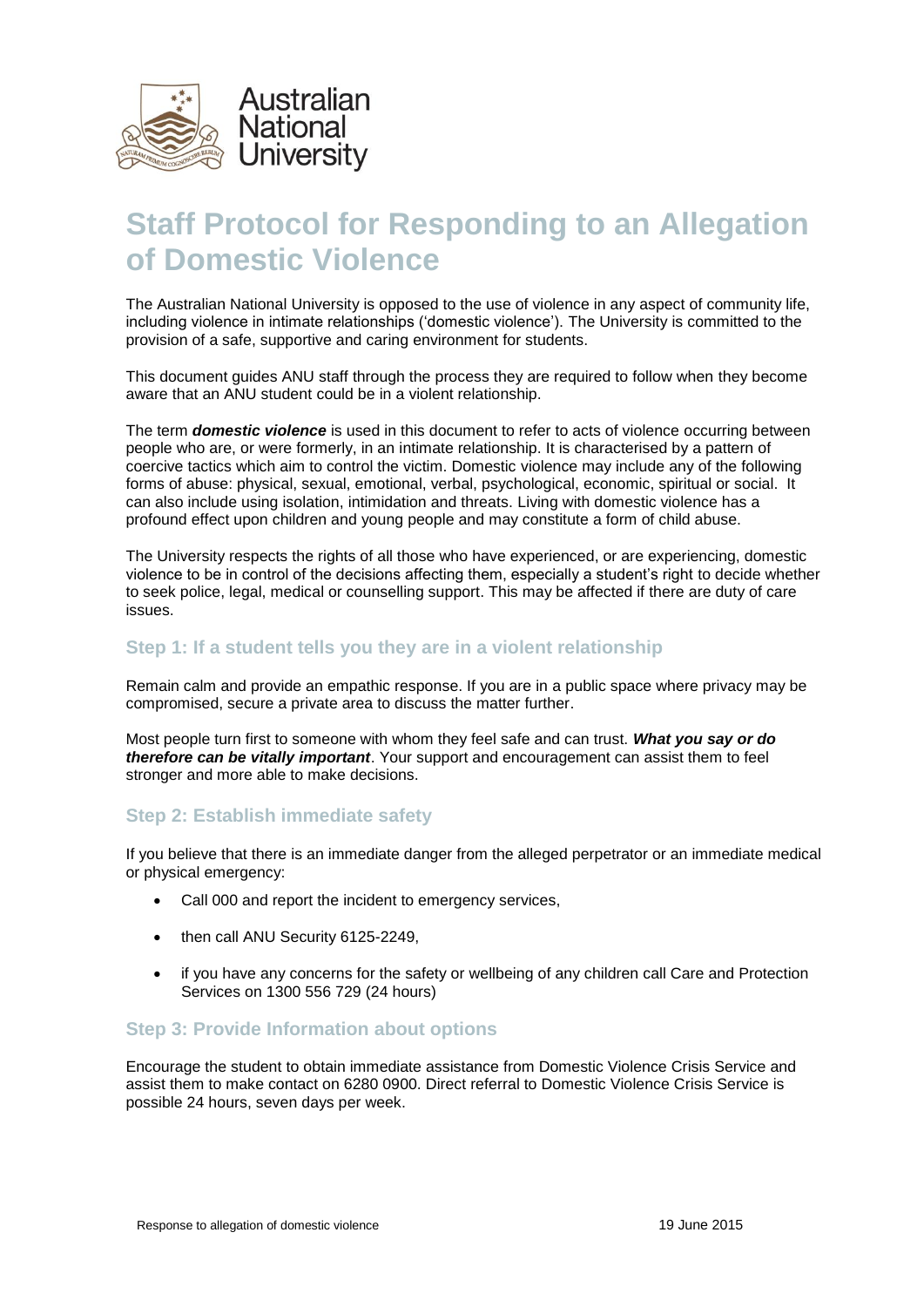Australian National University

# Staff Protocol for Responding to an Allegation of Domestic Violence

The Australian National University is opposed to the use of violence in any aspect of community life, including violence in intimate relationships ('domestic violence'). The University is committed to the provision of a safe, supportive and caring environment for students.

This document guides ANU staff through the process they are required to follow when they become aware that an ANU student could be in a violent relationship.

The term ***domestic violence*** is used in this document to refer to acts of violence occurring between people who are, or were formerly, in an intimate relationship. It is characterised by a pattern of coercive tactics which aim to control the victim. Domestic violence may include any of the following forms of abuse: physical, sexual, emotional, verbal, psychological, economic, spiritual or social. It can also include using isolation, intimidation and threats. Living with domestic violence has a profound effect upon children and young people and may constitute a form of child abuse.

The University respects the rights of all those who have experienced, or are experiencing, domestic violence to be in control of the decisions affecting them, especially a student's right to decide whether to seek police, legal, medical or counselling support. This may be affected if there are duty of care issues.

## Step 1: If a student tells you they are in a violent relationship

Remain calm and provide an empathic response. If you are in a public space where privacy may be compromised, secure a private area to discuss the matter further.

Most people turn first to someone with whom they feel safe and can trust. ***What you say or do therefore can be vitally important***. Your support and encouragement can assist them to feel stronger and more able to make decisions.

## Step 2: Establish immediate safety

If you believe that there is an immediate danger from the alleged perpetrator or an immediate medical or physical emergency:

- Call 000 and report the incident to emergency services,
- then call ANU Security 6125-2249,
- if you have any concerns for the safety or wellbeing of any children call Care and Protection Services on 1300 556 729 (24 hours)

## Step 3: Provide Information about options

Encourage the student to obtain immediate assistance from Domestic Violence Crisis Service and assist them to make contact on 6280 0900. Direct referral to Domestic Violence Crisis Service is possible 24 hours, seven days per week.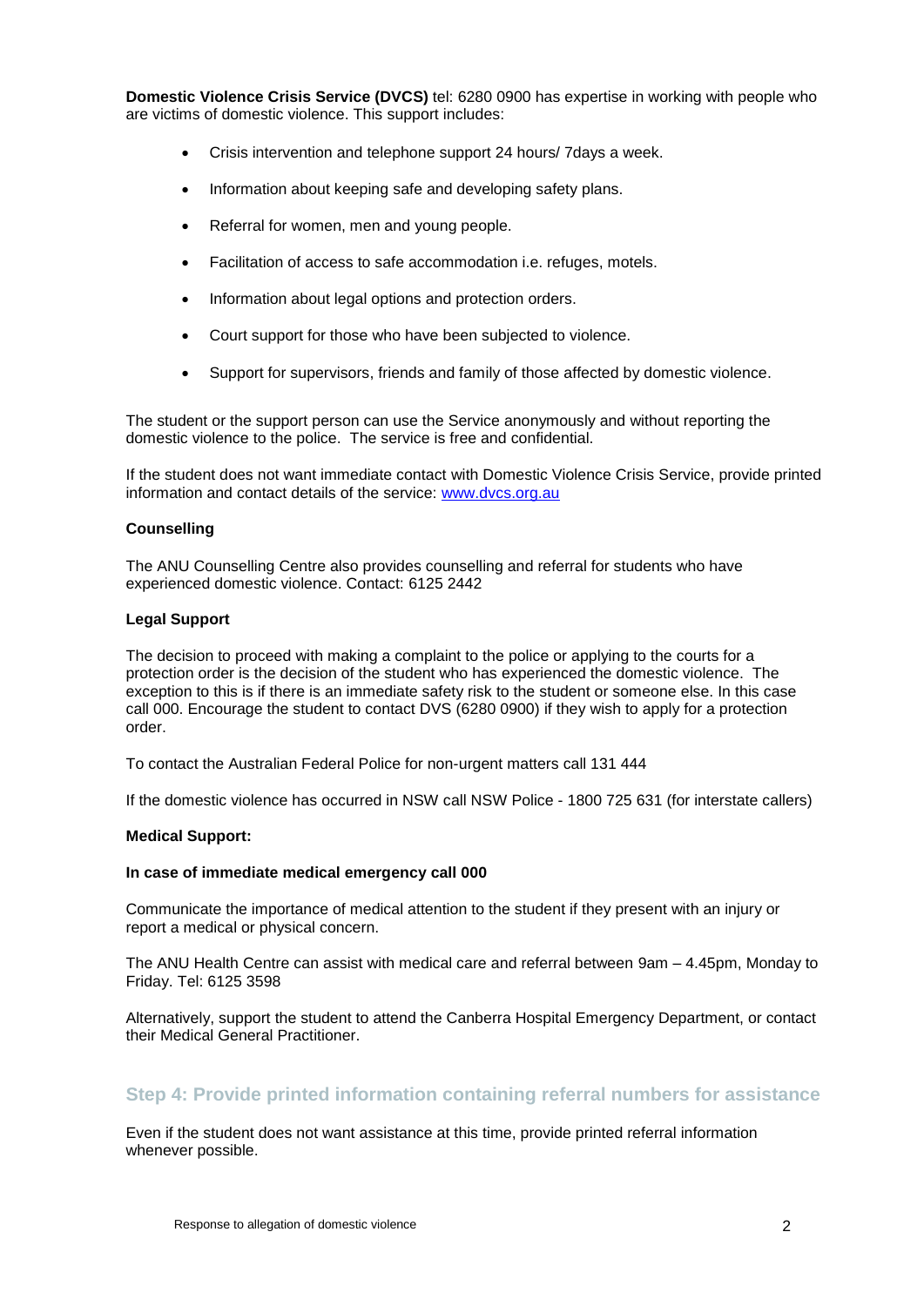**Domestic Violence Crisis Service (DVCS)** tel: 6280 0900 has expertise in working with people who are victims of domestic violence. This support includes:

- Crisis intervention and telephone support 24 hours/ 7days a week.
- Information about keeping safe and developing safety plans.
- Referral for women, men and young people.
- Facilitation of access to safe accommodation i.e. refuges, motels.
- Information about legal options and protection orders.
- Court support for those who have been subjected to violence.
- Support for supervisors, friends and family of those affected by domestic violence.

The student or the support person can use the Service anonymously and without reporting the domestic violence to the police. The service is free and confidential.

If the student does not want immediate contact with Domestic Violence Crisis Service, provide printed information and contact details of the service: [www.dvcs.org.au](http://www.dvcs.org.au)

**Counselling**

The ANU Counselling Centre also provides counselling and referral for students who have experienced domestic violence. Contact: 6125 2442

**Legal Support**

The decision to proceed with making a complaint to the police or applying to the courts for a protection order is the decision of the student who has experienced the domestic violence. The exception to this is if there is an immediate safety risk to the student or someone else. In this case call 000. Encourage the student to contact DVS (6280 0900) if they wish to apply for a protection order.

To contact the Australian Federal Police for non-urgent matters call 131 444

If the domestic violence has occurred in NSW call NSW Police - 1800 725 631 (for interstate callers)

**Medical Support:**

**In case of immediate medical emergency call 000**

Communicate the importance of medical attention to the student if they present with an injury or report a medical or physical concern.

The ANU Health Centre can assist with medical care and referral between 9am – 4.45pm, Monday to Friday. Tel: 6125 3598

Alternatively, support the student to attend the Canberra Hospital Emergency Department, or contact their Medical General Practitioner.

### Step 4: Provide printed information containing referral numbers for assistance

Even if the student does not want assistance at this time, provide printed referral information whenever possible.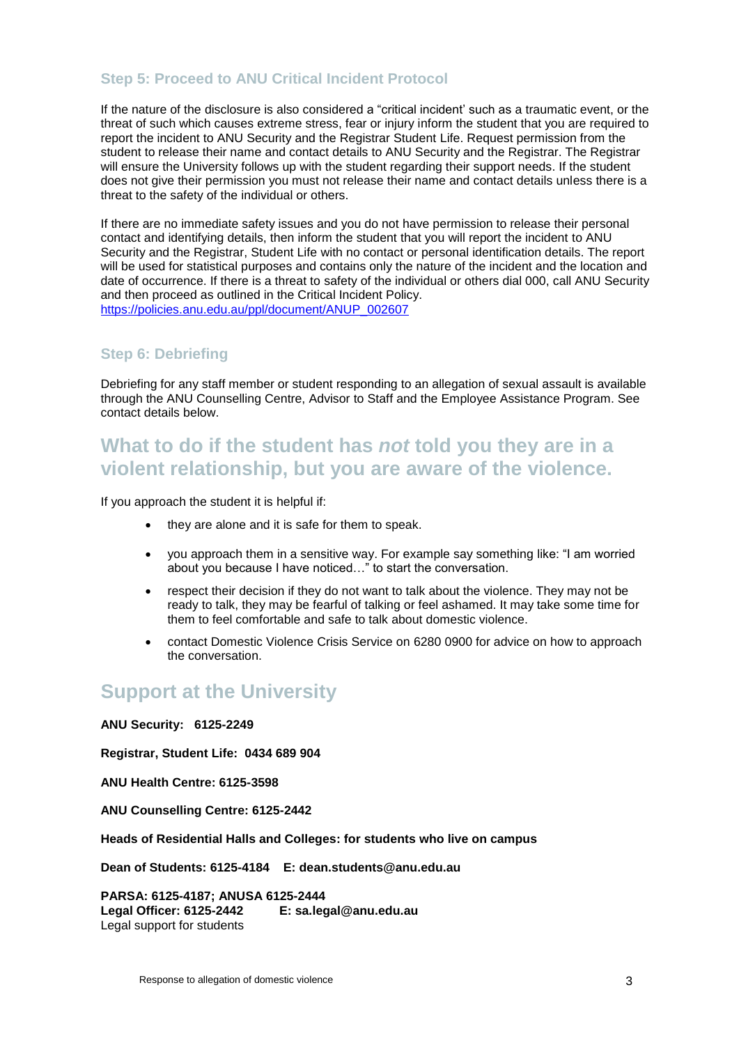### Step 5: Proceed to ANU Critical Incident Protocol

If the nature of the disclosure is also considered a "critical incident' such as a traumatic event, or the threat of such which causes extreme stress, fear or injury inform the student that you are required to report the incident to ANU Security and the Registrar Student Life. Request permission from the student to release their name and contact details to ANU Security and the Registrar. The Registrar will ensure the University follows up with the student regarding their support needs. If the student does not give their permission you must not release their name and contact details unless there is a threat to the safety of the individual or others.

If there are no immediate safety issues and you do not have permission to release their personal contact and identifying details, then inform the student that you will report the incident to ANU Security and the Registrar, Student Life with no contact or personal identification details. The report will be used for statistical purposes and contains only the nature of the incident and the location and date of occurrence. If there is a threat to safety of the individual or others dial 000, call ANU Security and then proceed as outlined in the Critical Incident Policy.
https://policies.anu.edu.au/ppl/document/ANUP_002607

### Step 6: Debriefing

Debriefing for any staff member or student responding to an allegation of sexual assault is available through the ANU Counselling Centre, Advisor to Staff and the Employee Assistance Program. See contact details below.

## What to do if the student has *not* told you they are in a violent relationship, but you are aware of the violence.

If you approach the student it is helpful if:

- they are alone and it is safe for them to speak.
- you approach them in a sensitive way. For example say something like: "I am worried about you because I have noticed…" to start the conversation.
- respect their decision if they do not want to talk about the violence. They may not be ready to talk, they may be fearful of talking or feel ashamed. It may take some time for them to feel comfortable and safe to talk about domestic violence.
- contact Domestic Violence Crisis Service on 6280 0900 for advice on how to approach the conversation.

## Support at the University

**ANU Security: 6125-2249**

**Registrar, Student Life: 0434 689 904**

**ANU Health Centre: 6125-3598**

**ANU Counselling Centre: 6125-2442**

**Heads of Residential Halls and Colleges: for students who live on campus**

**Dean of Students: 6125-4184 E: dean.students@anu.edu.au**

**PARSA: 6125-4187; ANUSA 6125-2444**
**Legal Officer: 6125-2442 E: sa.legal@anu.edu.au**
Legal support for students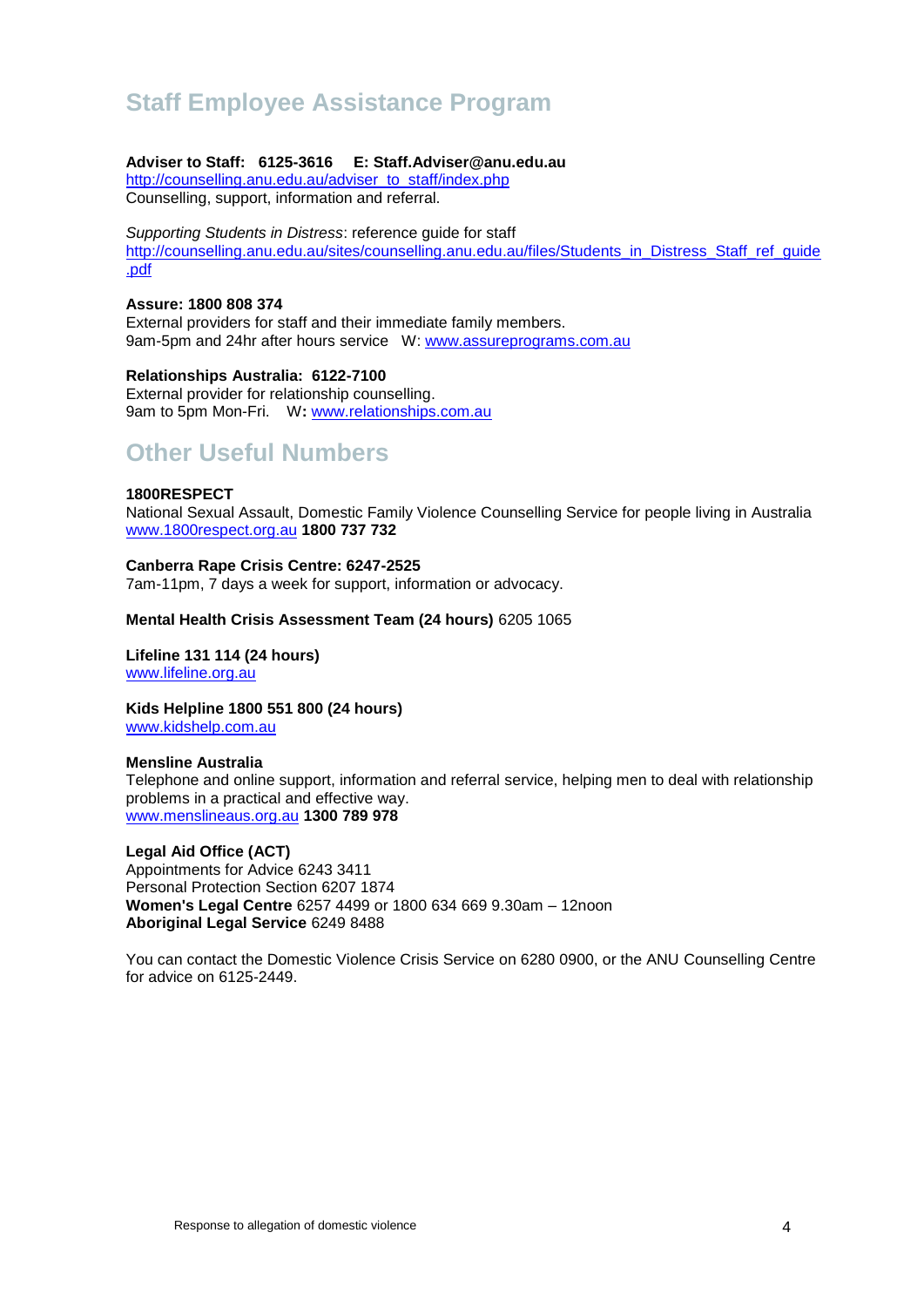## Staff Employee Assistance Program

**Adviser to Staff: 6125-3616 E: Staff.Adviser@anu.edu.au**
http://counselling.anu.edu.au/adviser_to_staff/index.php
Counselling, support, information and referral.

*Supporting Students in Distress*: reference guide for staff
http://counselling.anu.edu.au/sites/counselling.anu.edu.au/files/Students_in_Distress_Staff_ref_guide.pdf

**Assure: 1800 808 374**
External providers for staff and their immediate family members.
9am-5pm and 24hr after hours service W: www.assureprograms.com.au

**Relationships Australia: 6122-7100**
External provider for relationship counselling.
9am to 5pm Mon-Fri. W**:** www.relationships.com.au

## Other Useful Numbers

**1800RESPECT**
National Sexual Assault, Domestic Family Violence Counselling Service for people living in Australia
www.1800respect.org.au **1800 737 732**

**Canberra Rape Crisis Centre: 6247-2525**
7am-11pm, 7 days a week for support, information or advocacy.

**Mental Health Crisis Assessment Team (24 hours)** 6205 1065

**Lifeline 131 114 (24 hours)**
www.lifeline.org.au

**Kids Helpline 1800 551 800 (24 hours)**
www.kidshelp.com.au

**Mensline Australia**
Telephone and online support, information and referral service, helping men to deal with relationship problems in a practical and effective way.
www.menslineaus.org.au **1300 789 978**

**Legal Aid Office (ACT)**
Appointments for Advice 6243 3411
Personal Protection Section 6207 1874
**Women's Legal Centre** 6257 4499 or 1800 634 669 9.30am – 12noon
**Aboriginal Legal Service** 6249 8488

You can contact the Domestic Violence Crisis Service on 6280 0900, or the ANU Counselling Centre for advice on 6125-2449.